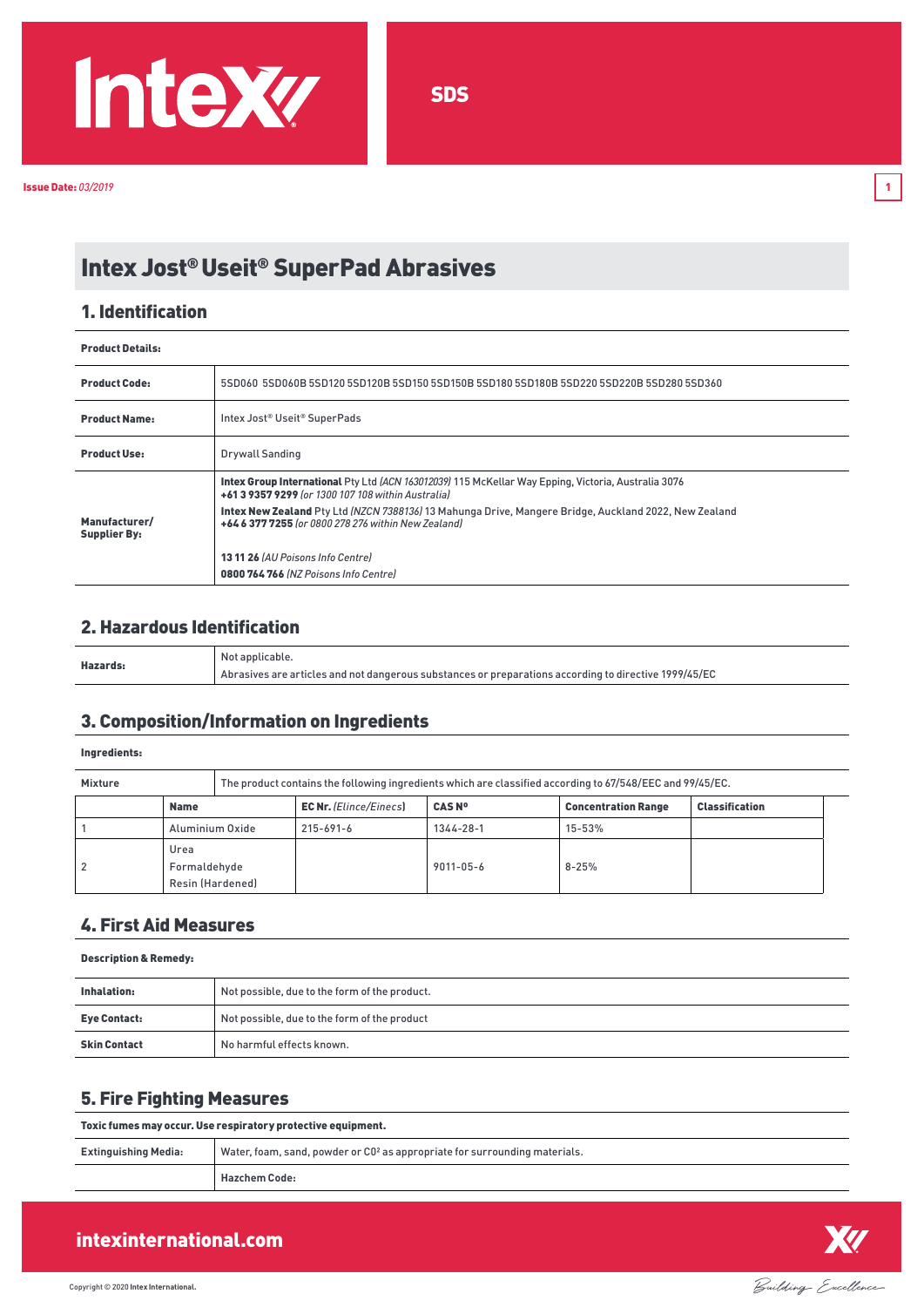SDS

**Issue Date:** *03/2019*

# Intex Jost® Useit® SuperPad Abrasives

## 1. Identification

**Product Details:**

| | |
|---|---|
| **Product Code:** | 5SD060 5SD060B 5SD120 5SD120B 5SD150 5SD150B 5SD180 5SD180B 5SD220 5SD220B 5SD280 5SD360 |
| **Product Name:** | Intex Jost® Useit® SuperPads |
| **Product Use:** | Drywall Sanding |
| **Manufacturer/ Supplier By:** | **Intex Group International** Pty Ltd *(ACN 163012039)* 115 McKellar Way Epping, Victoria, Australia 3076 **+61 3 9357 9299** *(or 1300 107 108 within Australia)* **Intex New Zealand** Pty Ltd *(NZCN 7388136)* 13 Mahunga Drive, Mangere Bridge, Auckland 2022, New Zealand **+64 6 377 7255** *(or 0800 278 276 within New Zealand)* **13 11 26** *(AU Poisons Info Centre)* **0800 764 766** *(NZ Poisons Info Centre)* |

## 2. Hazardous Identification

| | |
|---|---|
| **Hazards:** | Not applicable. Abrasives are articles and not dangerous substances or preparations according to directive 1999/45/EC |

## 3. Composition/Information on Ingredients

**Ingredients:**

Mixture — The product contains the following ingredients which are classified according to 67/548/EEC and 99/45/EC.

| | **Name** | **EC Nr.** *(Elince/Einecs)* | **CAS Nº** | **Concentration Range** | **Classification** |
|---|---|---|---|---|---|
| 1 | Aluminium Oxide | 215-691-6 | 1344-28-1 | 15-53% | |
| 2 | Urea Formaldehyde Resin (Hardened) | | 9011-05-6 | 8-25% | |

## 4. First Aid Measures

**Description & Remedy:**

| | |
|---|---|
| **Inhalation:** | Not possible, due to the form of the product. |
| **Eye Contact:** | Not possible, due to the form of the product |
| **Skin Contact** | No harmful effects known. |

## 5. Fire Fighting Measures

**Toxic fumes may occur. Use respiratory protective equipment.**

| | |
|---|---|
| **Extinguishing Media:** | Water, foam, sand, powder or $CO^2$ as appropriate for surrounding materials. |
| | **Hazchem Code:** |

**intexinternational.com**

Copyright © 2020 **Intex International.**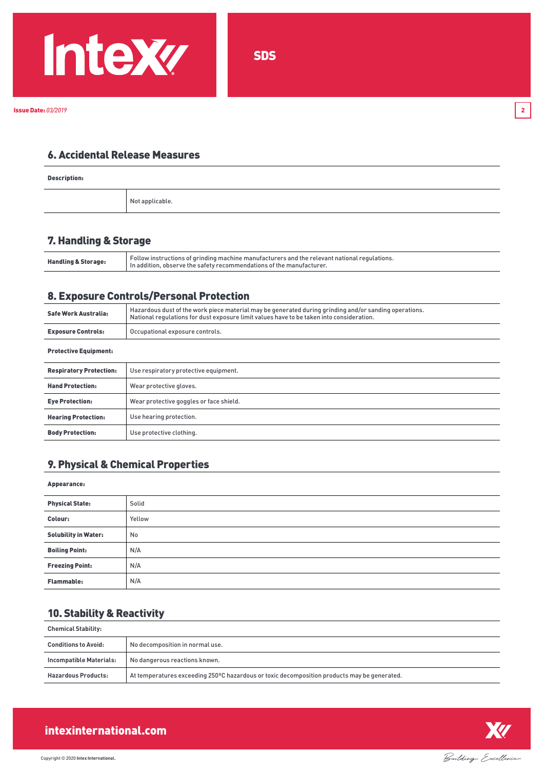## 6. Accidental Release Measures

**Description:**

| | |
|---|---|
| | Not applicable. |

## 7. Handling & Storage

| | |
|---|---|
| **Handling & Storage:** | Follow instructions of grinding machine manufacturers and the relevant national regulations. In addition, observe the safety recommendations of the manufacturer. |

## 8. Exposure Controls/Personal Protection

| | |
|---|---|
| **Safe Work Australia:** | Hazardous dust of the work piece material may be generated during grinding and/or sanding operations. National regulations for dust exposure limit values have to be taken into consideration. |
| **Exposure Controls:** | Occupational exposure controls. |

**Protective Equipment:**

| | |
|---|---|
| **Respiratory Protection:** | Use respiratory protective equipment. |
| **Hand Protection:** | Wear protective gloves. |
| **Eye Protection:** | Wear protective goggles or face shield. |
| **Hearing Protection:** | Use hearing protection. |
| **Body Protection:** | Use protective clothing. |

## 9. Physical & Chemical Properties

**Appearance:**

| | |
|---|---|
| **Physical State:** | Solid |
| **Colour:** | Yellow |
| **Solubility in Water:** | No |
| **Boiling Point:** | N/A |
| **Freezing Point:** | N/A |
| **Flammable:** | N/A |

## 10. Stability & Reactivity

**Chemical Stability:**

| | |
|---|---|
| **Conditions to Avoid:** | No decomposition in normal use. |
| **Incompatible Materials:** | No dangerous reactions known. |
| **Hazardous Products:** | At temperatures exceeding 250ºC hazardous or toxic decomposition products may be generated. |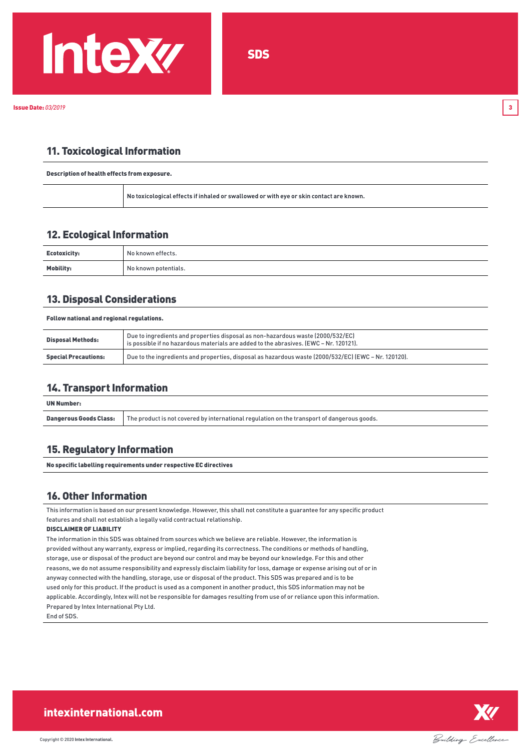## 11. Toxicological Information

**Description of health effects from exposure.**

| | |
|---|---|
| | **No toxicological effects if inhaled or swallowed or with eye or skin contact are known.** |

## 12. Ecological Information

| | |
|---|---|
| **Ecotoxicity:** | No known effects. |
| **Mobility:** | No known potentials. |

## 13. Disposal Considerations

**Follow national and regional regulations.**

| | |
|---|---|
| **Disposal Methods:** | Due to ingredients and properties disposal as non-hazardous waste (2000/532/EC) is possible if no hazardous materials are added to the abrasives. (EWC – Nr. 120121). |
| **Special Precautions:** | Due to the ingredients and properties, disposal as hazardous waste (2000/532/EC) (EWC – Nr. 120120). |

## 14. Transport Information

| | |
|---|---|
| **UN Number:** | |
| **Dangerous Goods Class:** | The product is not covered by international regulation on the transport of dangerous goods. |

## 15. Regulatory Information

**No specific labelling requirements under respective EC directives**

## 16. Other Information

This information is based on our present knowledge. However, this shall not constitute a guarantee for any specific product features and shall not establish a legally valid contractual relationship.

**DISCLAIMER OF LIABILITY**

The information in this SDS was obtained from sources which we believe are reliable. However, the information is provided without any warranty, express or implied, regarding its correctness. The conditions or methods of handling, storage, use or disposal of the product are beyond our control and may be beyond our knowledge. For this and other reasons, we do not assume responsibility and expressly disclaim liability for loss, damage or expense arising out of or in anyway connected with the handling, storage, use or disposal of the product. This SDS was prepared and is to be used only for this product. If the product is used as a component in another product, this SDS information may not be applicable. Accordingly, Intex will not be responsible for damages resulting from use of or reliance upon this information.

Prepared by Intex International Pty Ltd.

End of SDS.